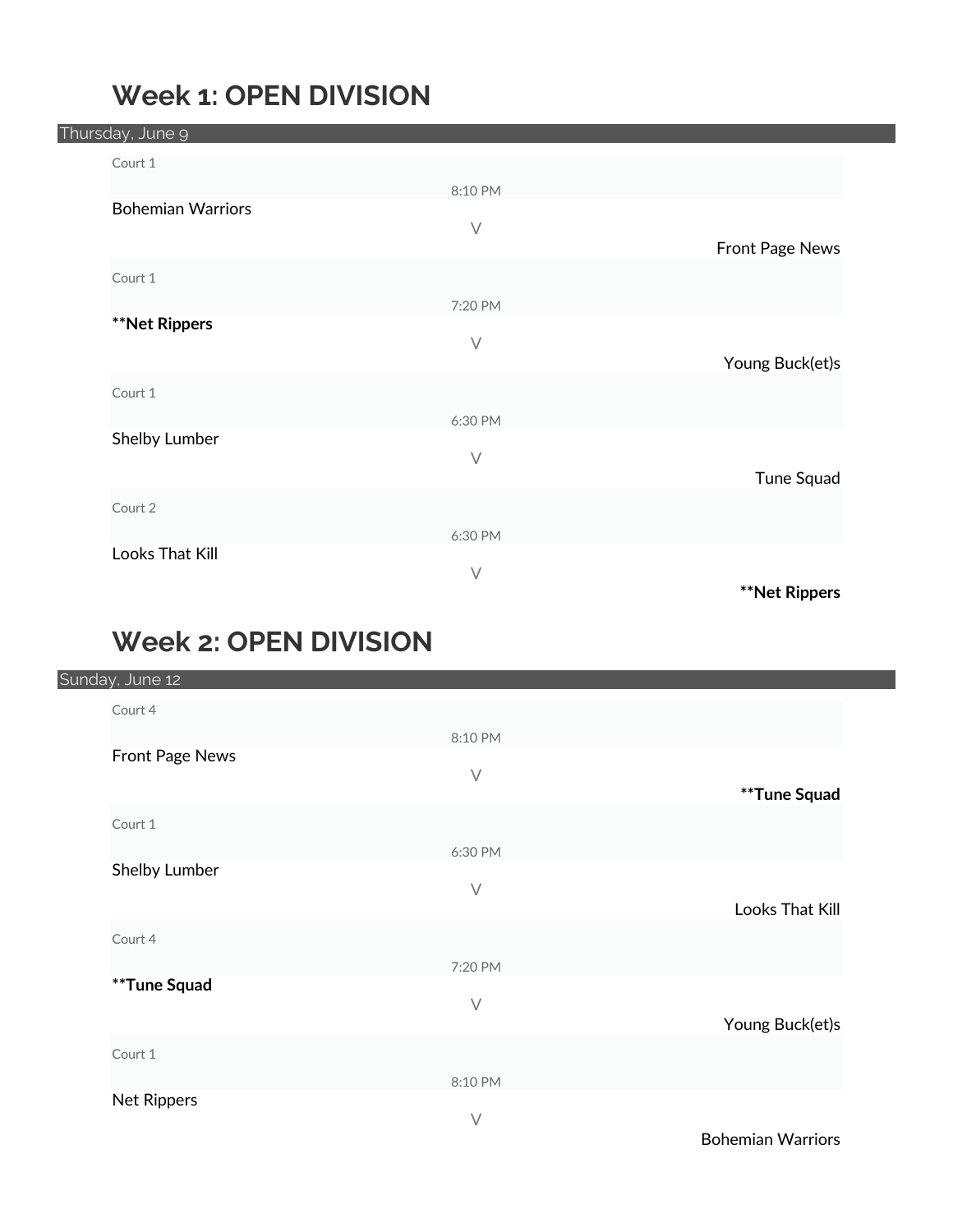## Week 1: OPEN DIVISION

Thursday, June 9

| Court | Time | Team | | Team |
| --- | --- | --- | --- | --- |
| Court 1 | 8:10 PM | Bohemian Warriors | V | Front Page News |
| Court 1 | 7:20 PM | **\*\*Net Rippers** | V | Young Buck(et)s |
| Court 1 | 6:30 PM | Shelby Lumber | V | Tune Squad |
| Court 2 | 6:30 PM | Looks That Kill | V | **\*\*Net Rippers** |

## Week 2: OPEN DIVISION

Sunday, June 12

| Court | Time | Team | | Team |
| --- | --- | --- | --- | --- |
| Court 4 | 8:10 PM | Front Page News | V | **\*\*Tune Squad** |
| Court 1 | 6:30 PM | Shelby Lumber | V | Looks That Kill |
| Court 4 | 7:20 PM | **\*\*Tune Squad** | V | Young Buck(et)s |
| Court 1 | 8:10 PM | Net Rippers | V | Bohemian Warriors |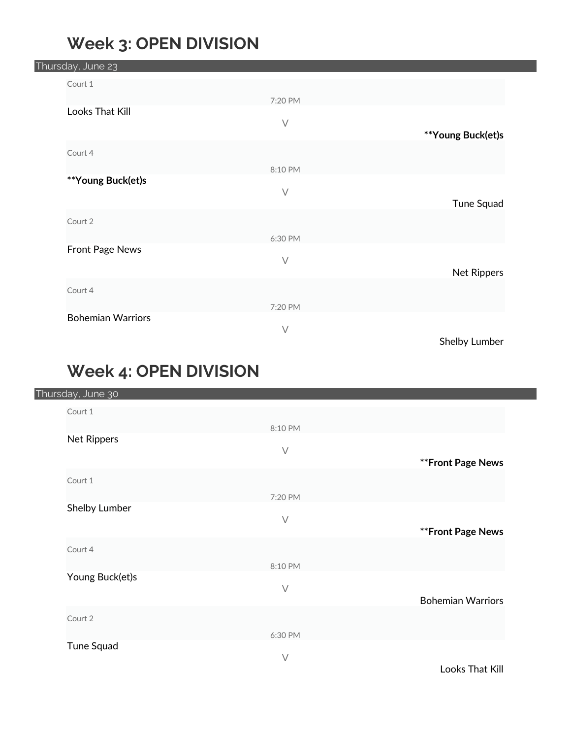# Week 3: OPEN DIVISION

Thursday, June 23

Court 1

7:20 PM

Looks That Kill

V

**\*\*Young Buck(et)s**

Court 4

8:10 PM

**\*\*Young Buck(et)s**

V

Tune Squad

Court 2

6:30 PM

Front Page News

V

Net Rippers

Court 4

7:20 PM

Bohemian Warriors

V

Shelby Lumber

# Week 4: OPEN DIVISION

Thursday, June 30

Court 1

8:10 PM

Net Rippers

V

**\*\*Front Page News**

Court 1

7:20 PM

Shelby Lumber

V

**\*\*Front Page News**

Court 4

8:10 PM

Young Buck(et)s

V

Bohemian Warriors

Court 2

6:30 PM

Tune Squad

V

Looks That Kill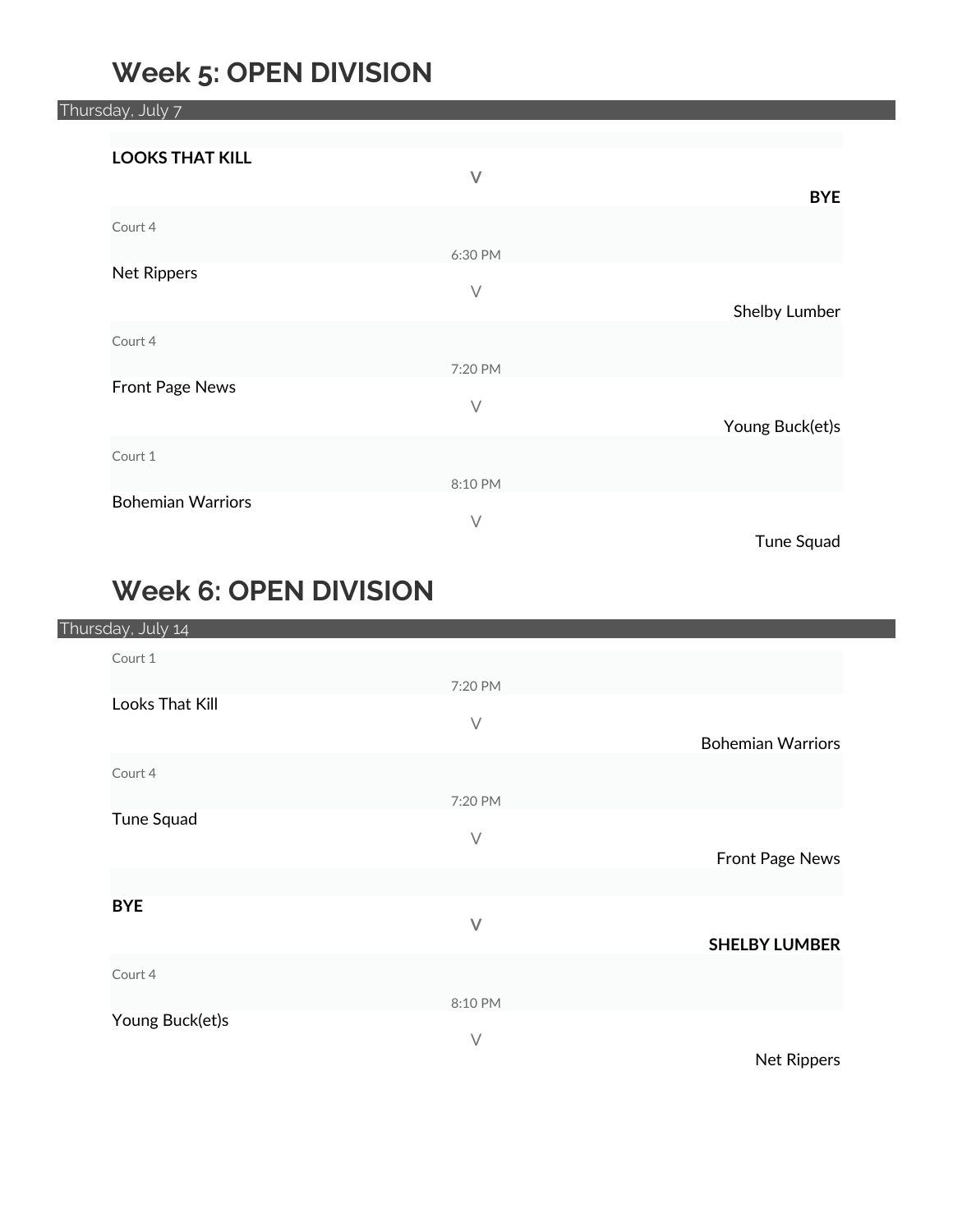## Week 5: OPEN DIVISION

Thursday, July 7

**LOOKS THAT KILL**

V

**BYE**

Court 4

6:30 PM

Net Rippers

V

Shelby Lumber

Court 4

7:20 PM

Front Page News

V

Young Buck(et)s

Court 1

8:10 PM

Bohemian Warriors

V

Tune Squad

## Week 6: OPEN DIVISION

Thursday, July 14

Court 1

7:20 PM

Looks That Kill

V

Bohemian Warriors

Court 4

7:20 PM

Tune Squad

V

Front Page News

**BYE**

V

**SHELBY LUMBER**

Court 4

8:10 PM

Young Buck(et)s

V

Net Rippers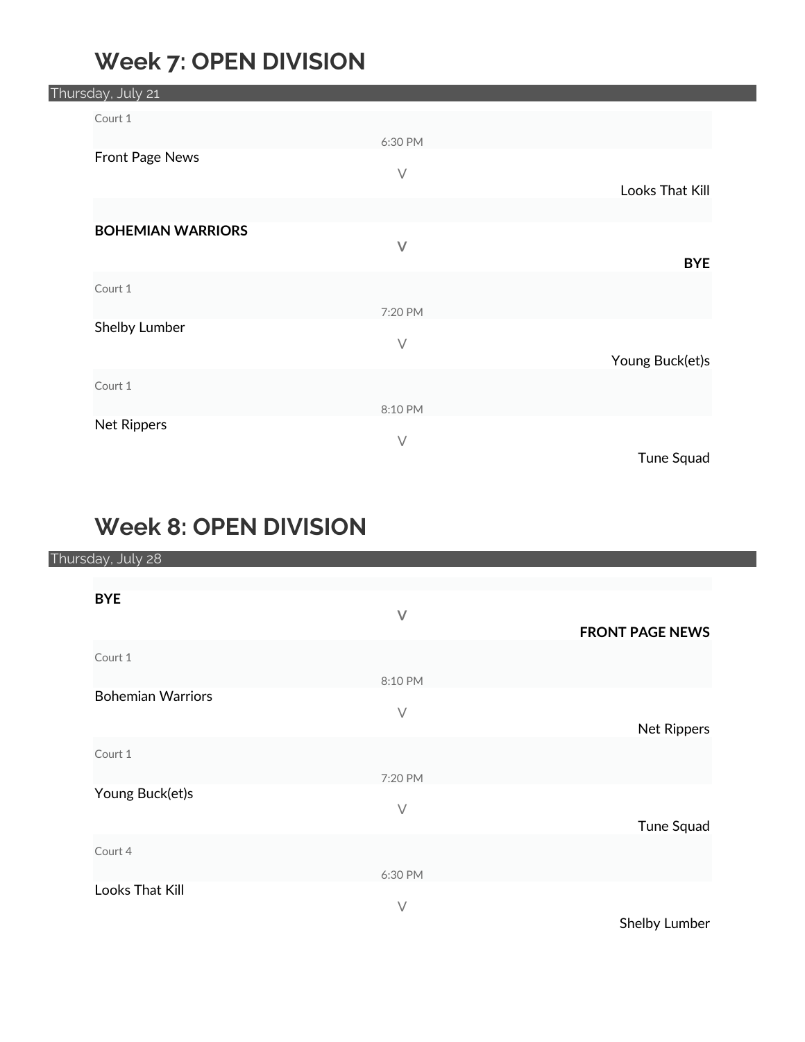## Week 7: OPEN DIVISION

Thursday, July 21

Court 1

6:30 PM

Front Page News

V

Looks That Kill

**BOHEMIAN WARRIORS**

V

**BYE**

Court 1

7:20 PM

Shelby Lumber

V

Young Buck(et)s

Court 1

8:10 PM

Net Rippers

V

Tune Squad

## Week 8: OPEN DIVISION

Thursday, July 28

**BYE**

V

**FRONT PAGE NEWS**

Court 1

8:10 PM

Bohemian Warriors

V

Net Rippers

Court 1

7:20 PM

Young Buck(et)s

V

Tune Squad

Court 4

6:30 PM

Looks That Kill

V

Shelby Lumber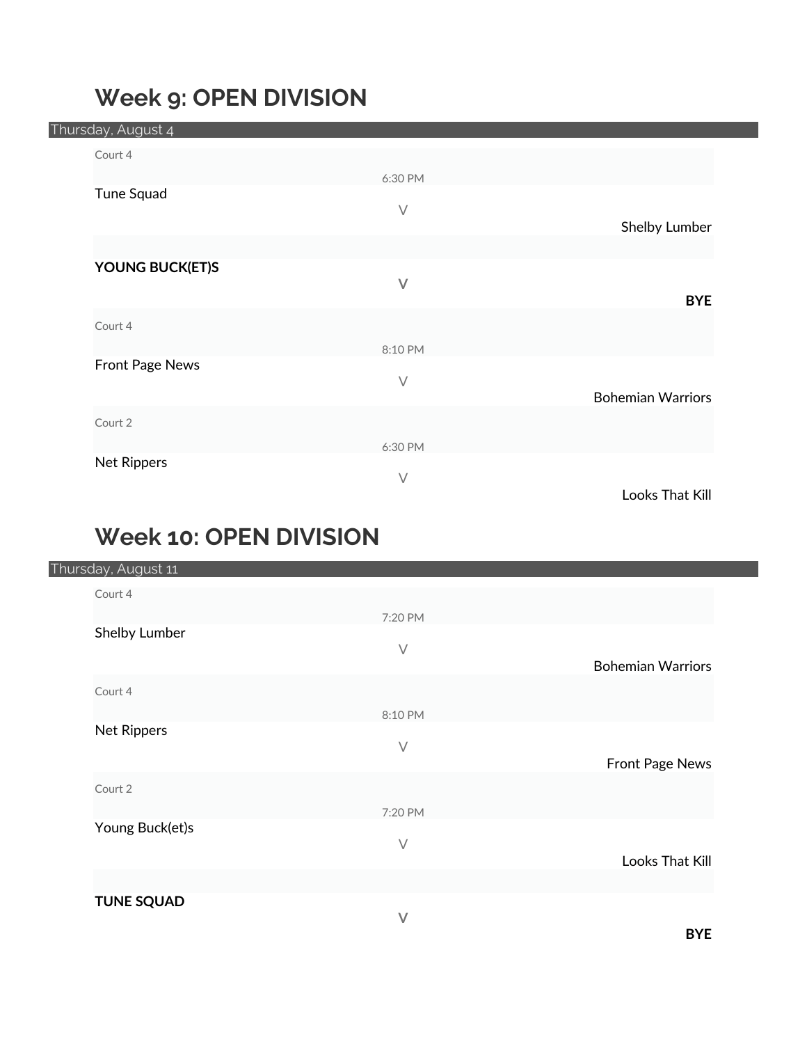# Week 9: OPEN DIVISION

Thursday, August 4

Court 4

6:30 PM

Tune Squad

V

Shelby Lumber

**YOUNG BUCK(ET)S**

V

**BYE**

Court 4

8:10 PM

Front Page News

V

Bohemian Warriors

Court 2

6:30 PM

Net Rippers

V

Looks That Kill

# Week 10: OPEN DIVISION

Thursday, August 11

Court 4

7:20 PM

Shelby Lumber

V

Bohemian Warriors

Court 4

8:10 PM

Net Rippers

V

Front Page News

Court 2

7:20 PM

Young Buck(et)s

V

Looks That Kill

**TUNE SQUAD**

V

**BYE**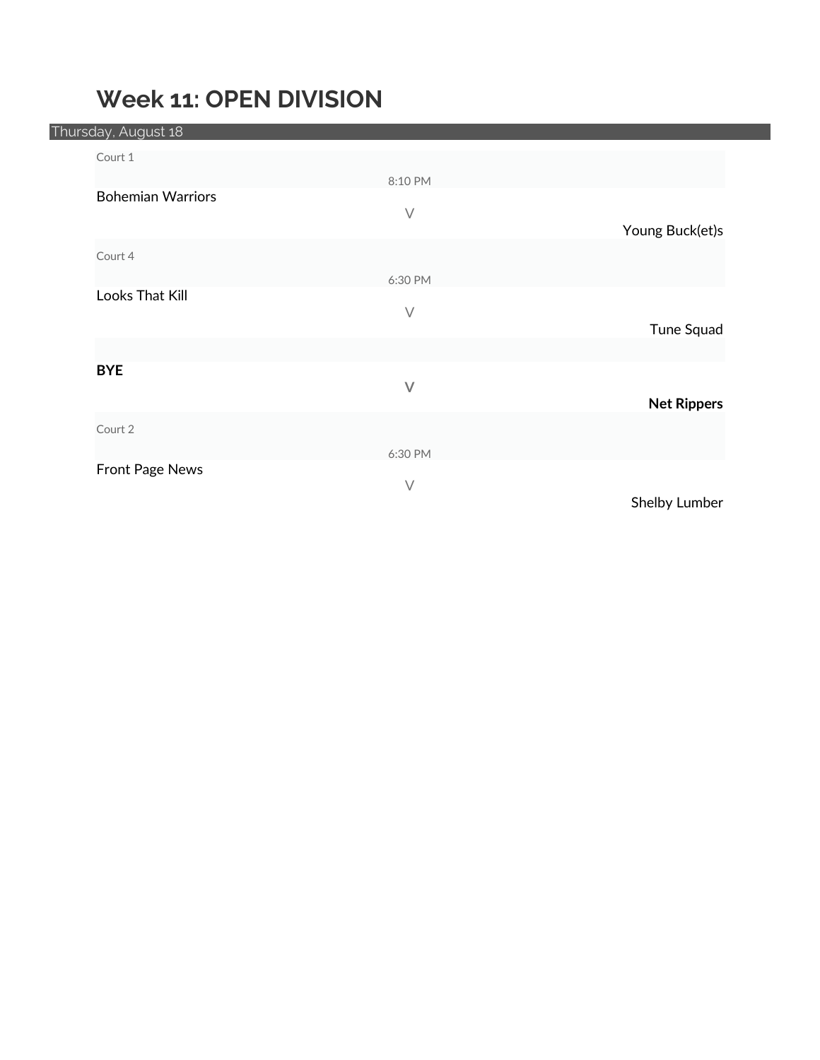# Week 11: OPEN DIVISION

Thursday, August 18

Court 1

8:10 PM

Bohemian Warriors

V

Young Buck(et)s

Court 4

6:30 PM

Looks That Kill

V

Tune Squad

**BYE**

V

**Net Rippers**

Court 2

6:30 PM

Front Page News

V

Shelby Lumber